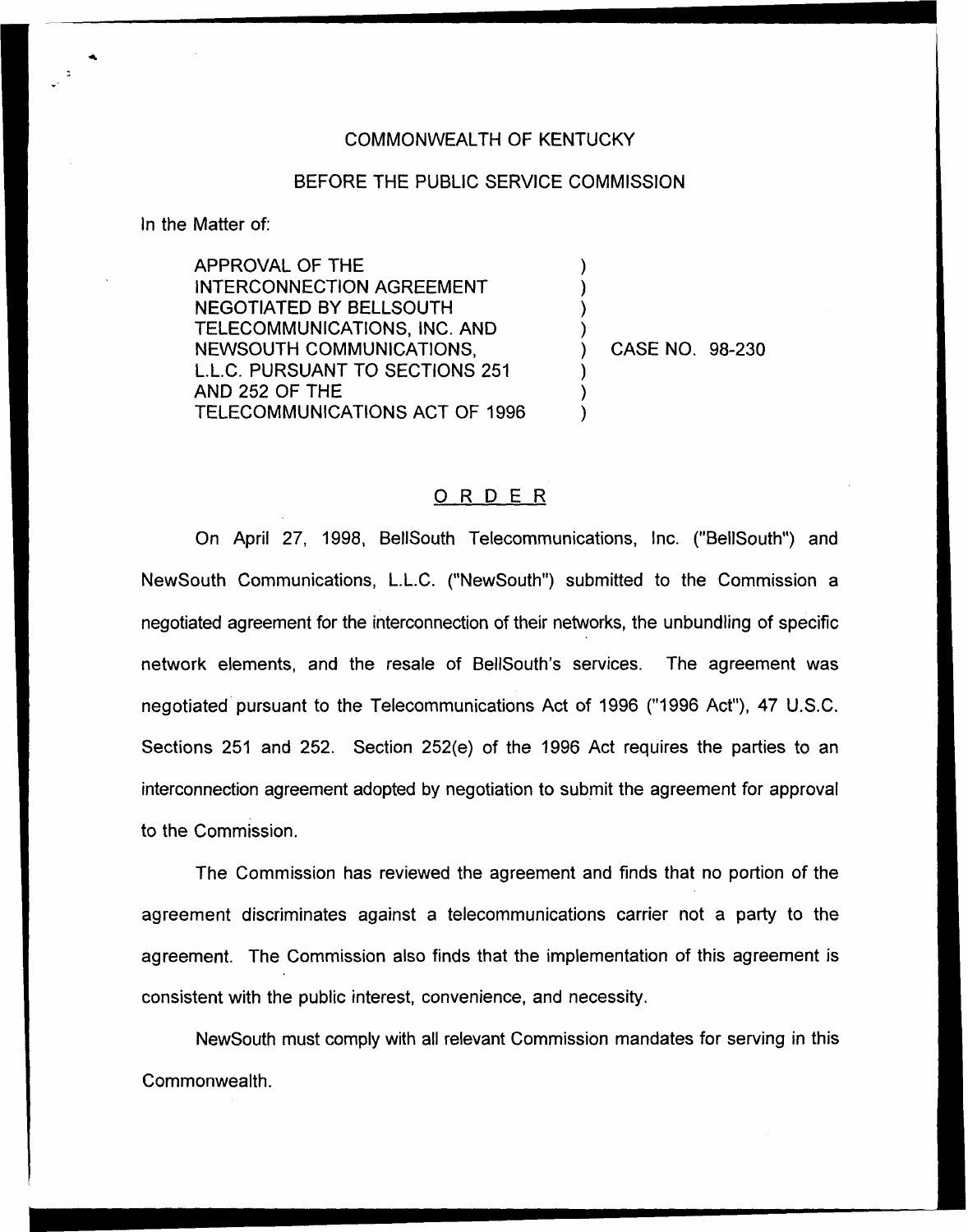COMMONWEALTH OF KENTUCKY

BEFORE THE PUBLIC SERVICE COMMISSION

In the Matter of:

APPROVAL OF THE INTERCONNECTION AGREEMENT NEGOTIATED BY BELLSOUTH TELECOMMUNICATIONS, INC. AND NEWSOUTH COMMUNICATIONS, L.L.C. PURSUANT TO SECTIONS 251 AND 252 OF THE TELECOMMUNICATIONS ACT OF 1996 ) CASE NO. 98-230

## O R D E R

On April 27, 1998, BellSouth Telecommunications, Inc. ("BellSouth") and NewSouth Communications, L.L.C. ("NewSouth") submitted to the Commission a negotiated agreement for the interconnection of their networks, the unbundling of specific network elements, and the resale of BellSouth's services. The agreement was negotiated pursuant to the Telecommunications Act of 1996 ("1996 Act"), 47 U.S.C. Sections 251 and 252. Section 252(e) of the 1996 Act requires the parties to an interconnection agreement adopted by negotiation to submit the agreement for approval to the Commission.

The Commission has reviewed the agreement and finds that no portion of the agreement discriminates against a telecommunications carrier not a party to the agreement. The Commission also finds that the implementation of this agreement is consistent with the public interest, convenience, and necessity.

NewSouth must comply with all relevant Commission mandates for serving in this Commonwealth.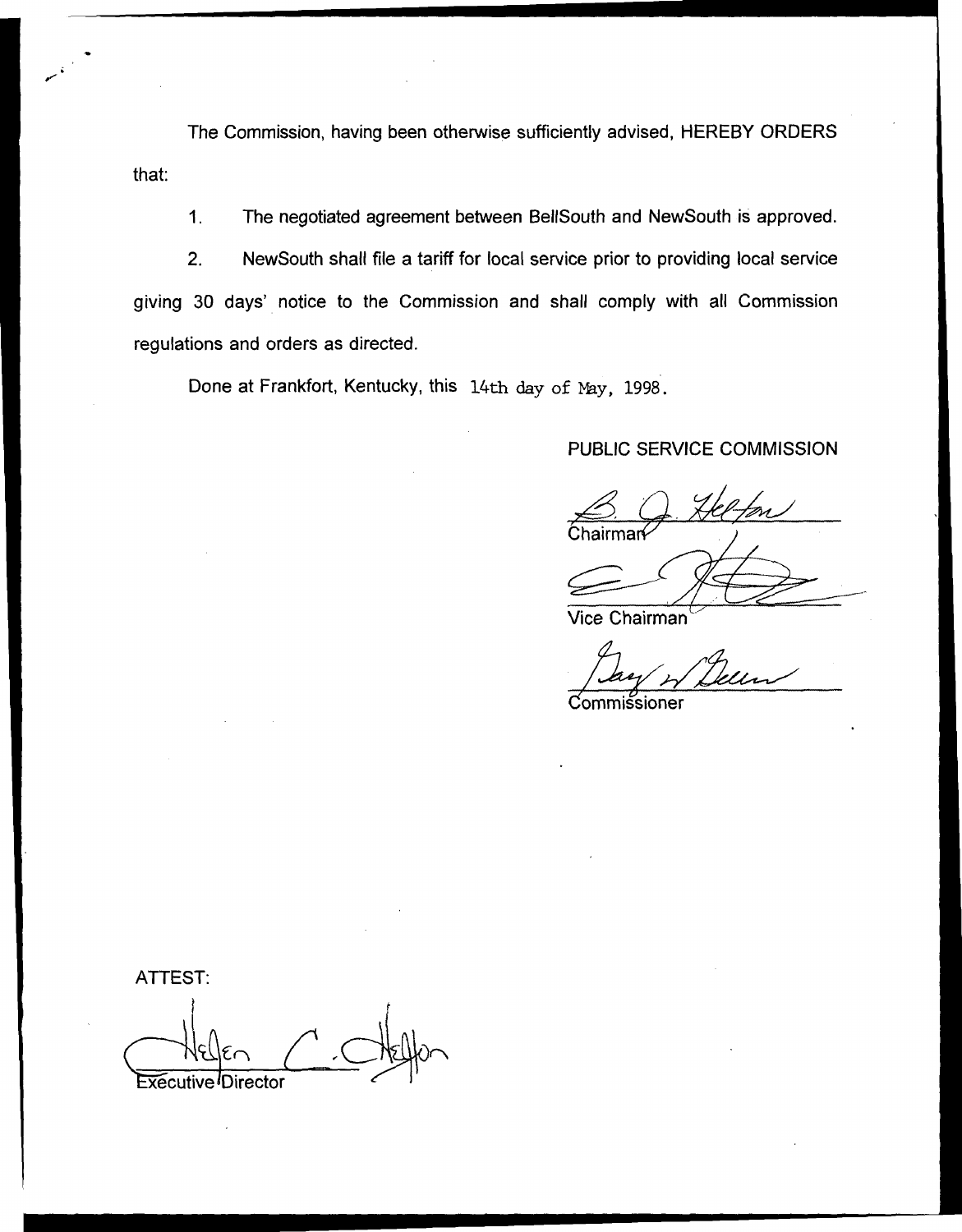The Commission, having been otherwise sufficiently advised, HEREBY ORDERS that:

1. The negotiated agreement between BellSouth and NewSouth is approved.

2. NewSouth shall file a tariff for local service prior to providing local service giving 30 days' notice to the Commission and shall comply with all Commission regulations and orders as directed.

Done at Frankfort, Kentucky, this 14th day of May, 1998.

PUBLIC SERVICE COMMISSION

Chairman

Vice Chairman

Commissioner

ATTEST:

Executive Director